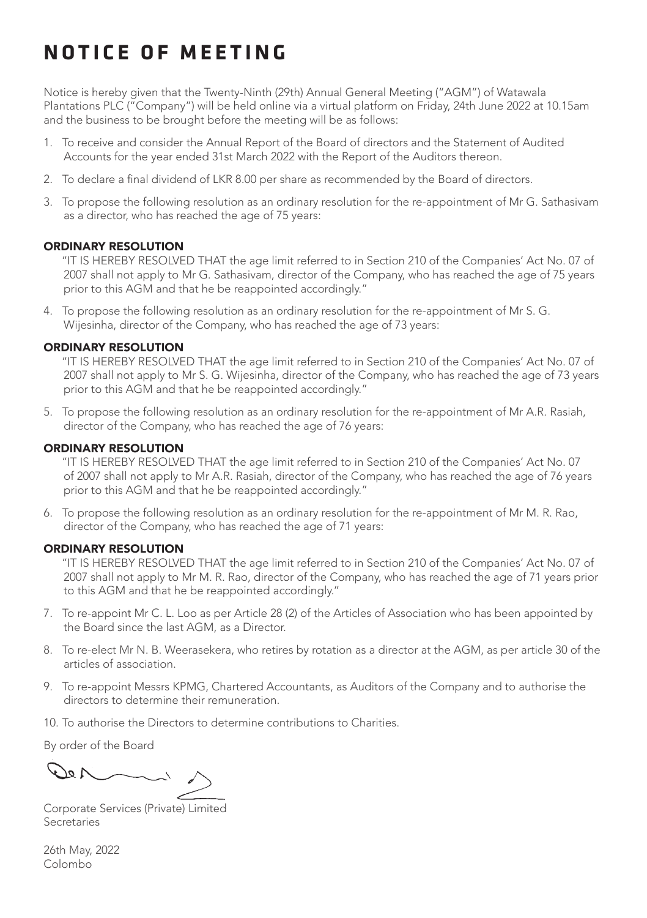# NOTICE OF MEETING

Notice is hereby given that the Twenty-Ninth (29th) Annual General Meeting ("AGM") of Watawala Plantations PLC ("Company") will be held online via a virtual platform on Friday, 24th June 2022 at 10.15am and the business to be brought before the meeting will be as follows:

1. To receive and consider the Annual Report of the Board of directors and the Statement of Audited Accounts for the year ended 31st March 2022 with the Report of the Auditors thereon.

2. To declare a final dividend of LKR 8.00 per share as recommended by the Board of directors.

3. To propose the following resolution as an ordinary resolution for the re-appointment of Mr G. Sathasivam as a director, who has reached the age of 75 years:

**ORDINARY RESOLUTION**

"IT IS HEREBY RESOLVED THAT the age limit referred to in Section 210 of the Companies' Act No. 07 of 2007 shall not apply to Mr G. Sathasivam, director of the Company, who has reached the age of 75 years prior to this AGM and that he be reappointed accordingly."

4. To propose the following resolution as an ordinary resolution for the re-appointment of Mr S. G. Wijesinha, director of the Company, who has reached the age of 73 years:

**ORDINARY RESOLUTION**

"IT IS HEREBY RESOLVED THAT the age limit referred to in Section 210 of the Companies' Act No. 07 of 2007 shall not apply to Mr S. G. Wijesinha, director of the Company, who has reached the age of 73 years prior to this AGM and that he be reappointed accordingly."

5. To propose the following resolution as an ordinary resolution for the re-appointment of Mr A.R. Rasiah, director of the Company, who has reached the age of 76 years:

**ORDINARY RESOLUTION**

"IT IS HEREBY RESOLVED THAT the age limit referred to in Section 210 of the Companies' Act No. 07 of 2007 shall not apply to Mr A.R. Rasiah, director of the Company, who has reached the age of 76 years prior to this AGM and that he be reappointed accordingly."

6. To propose the following resolution as an ordinary resolution for the re-appointment of Mr M. R. Rao, director of the Company, who has reached the age of 71 years:

**ORDINARY RESOLUTION**

"IT IS HEREBY RESOLVED THAT the age limit referred to in Section 210 of the Companies' Act No. 07 of 2007 shall not apply to Mr M. R. Rao, director of the Company, who has reached the age of 71 years prior to this AGM and that he be reappointed accordingly."

7. To re-appoint Mr C. L. Loo as per Article 28 (2) of the Articles of Association who has been appointed by the Board since the last AGM, as a Director.

8. To re-elect Mr N. B. Weerasekera, who retires by rotation as a director at the AGM, as per article 30 of the articles of association.

9. To re-appoint Messrs KPMG, Chartered Accountants, as Auditors of the Company and to authorise the directors to determine their remuneration.

10. To authorise the Directors to determine contributions to Charities.

By order of the Board

Corporate Services (Private) Limited
Secretaries

26th May, 2022
Colombo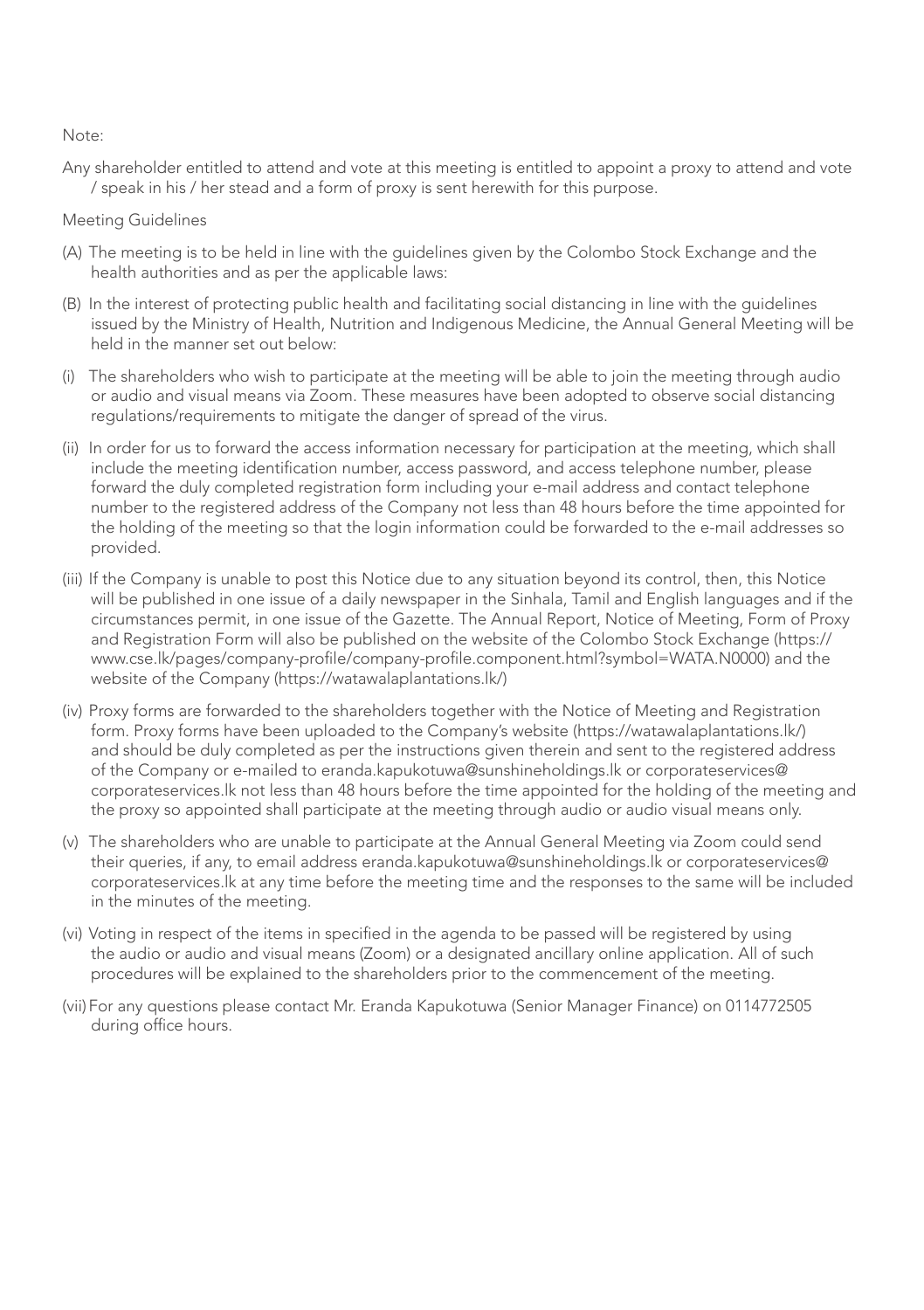Note:

Any shareholder entitled to attend and vote at this meeting is entitled to appoint a proxy to attend and vote / speak in his / her stead and a form of proxy is sent herewith for this purpose.

Meeting Guidelines

(A) The meeting is to be held in line with the guidelines given by the Colombo Stock Exchange and the health authorities and as per the applicable laws:

(B) In the interest of protecting public health and facilitating social distancing in line with the guidelines issued by the Ministry of Health, Nutrition and Indigenous Medicine, the Annual General Meeting will be held in the manner set out below:

(i) The shareholders who wish to participate at the meeting will be able to join the meeting through audio or audio and visual means via Zoom. These measures have been adopted to observe social distancing regulations/requirements to mitigate the danger of spread of the virus.

(ii) In order for us to forward the access information necessary for participation at the meeting, which shall include the meeting identification number, access password, and access telephone number, please forward the duly completed registration form including your e-mail address and contact telephone number to the registered address of the Company not less than 48 hours before the time appointed for the holding of the meeting so that the login information could be forwarded to the e-mail addresses so provided.

(iii) If the Company is unable to post this Notice due to any situation beyond its control, then, this Notice will be published in one issue of a daily newspaper in the Sinhala, Tamil and English languages and if the circumstances permit, in one issue of the Gazette. The Annual Report, Notice of Meeting, Form of Proxy and Registration Form will also be published on the website of the Colombo Stock Exchange (https://www.cse.lk/pages/company-profile/company-profile.component.html?symbol=WATA.N0000) and the website of the Company (https://watawalaplantations.lk/)

(iv) Proxy forms are forwarded to the shareholders together with the Notice of Meeting and Registration form. Proxy forms have been uploaded to the Company's website (https://watawalaplantations.lk/) and should be duly completed as per the instructions given therein and sent to the registered address of the Company or e-mailed to eranda.kapukotuwa@sunshineholdings.lk or corporateservices@corporateservices.lk not less than 48 hours before the time appointed for the holding of the meeting and the proxy so appointed shall participate at the meeting through audio or audio visual means only.

(v) The shareholders who are unable to participate at the Annual General Meeting via Zoom could send their queries, if any, to email address eranda.kapukotuwa@sunshineholdings.lk or corporateservices@corporateservices.lk at any time before the meeting time and the responses to the same will be included in the minutes of the meeting.

(vi) Voting in respect of the items in specified in the agenda to be passed will be registered by using the audio or audio and visual means (Zoom) or a designated ancillary online application. All of such procedures will be explained to the shareholders prior to the commencement of the meeting.

(vii) For any questions please contact Mr. Eranda Kapukotuwa (Senior Manager Finance) on 0114772505 during office hours.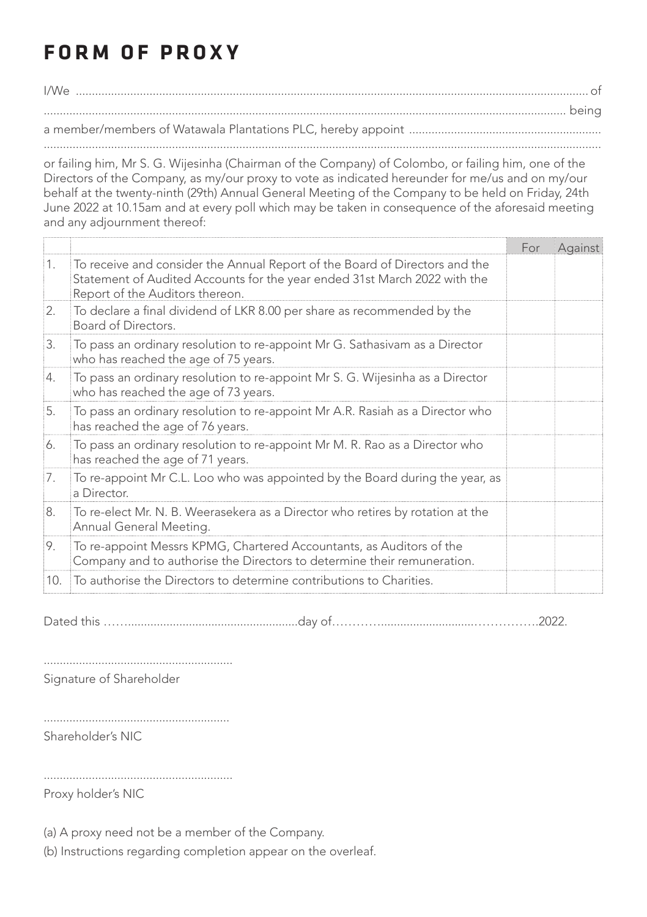# FORM OF PROXY

I/We .................................................................................................................................................... of
.................................................................................................................................................... being
a member/members of Watawala Plantations PLC, hereby appoint ...........................................................
....................................................................................................................................................

or failing him, Mr S. G. Wijesinha (Chairman of the Company) of Colombo, or failing him, one of the Directors of the Company, as my/our proxy to vote as indicated hereunder for me/us and on my/our behalf at the twenty-ninth (29th) Annual General Meeting of the Company to be held on Friday, 24th June 2022 at 10.15am and at every poll which may be taken in consequence of the aforesaid meeting and any adjournment thereof:

| | | For | Against |
|---|---|---|---|
| 1. | To receive and consider the Annual Report of the Board of Directors and the Statement of Audited Accounts for the year ended 31st March 2022 with the Report of the Auditors thereon. | | |
| 2. | To declare a final dividend of LKR 8.00 per share as recommended by the Board of Directors. | | |
| 3. | To pass an ordinary resolution to re-appoint Mr G. Sathasivam as a Director who has reached the age of 75 years. | | |
| 4. | To pass an ordinary resolution to re-appoint Mr S. G. Wijesinha as a Director who has reached the age of 73 years. | | |
| 5. | To pass an ordinary resolution to re-appoint Mr A.R. Rasiah as a Director who has reached the age of 76 years. | | |
| 6. | To pass an ordinary resolution to re-appoint Mr M. R. Rao as a Director who has reached the age of 71 years. | | |
| 7. | To re-appoint Mr C.L. Loo who was appointed by the Board during the year, as a Director. | | |
| 8. | To re-elect Mr. N. B. Weerasekera as a Director who retires by rotation at the Annual General Meeting. | | |
| 9. | To re-appoint Messrs KPMG, Chartered Accountants, as Auditors of the Company and to authorise the Directors to determine their remuneration. | | |
| 10. | To authorise the Directors to determine contributions to Charities. | | |

Dated this ……......................................................day of…………..............................…………….2022.

...........................................................
Signature of Shareholder

...........................................................
Shareholder's NIC

...........................................................
Proxy holder's NIC

(a) A proxy need not be a member of the Company.

(b) Instructions regarding completion appear on the overleaf.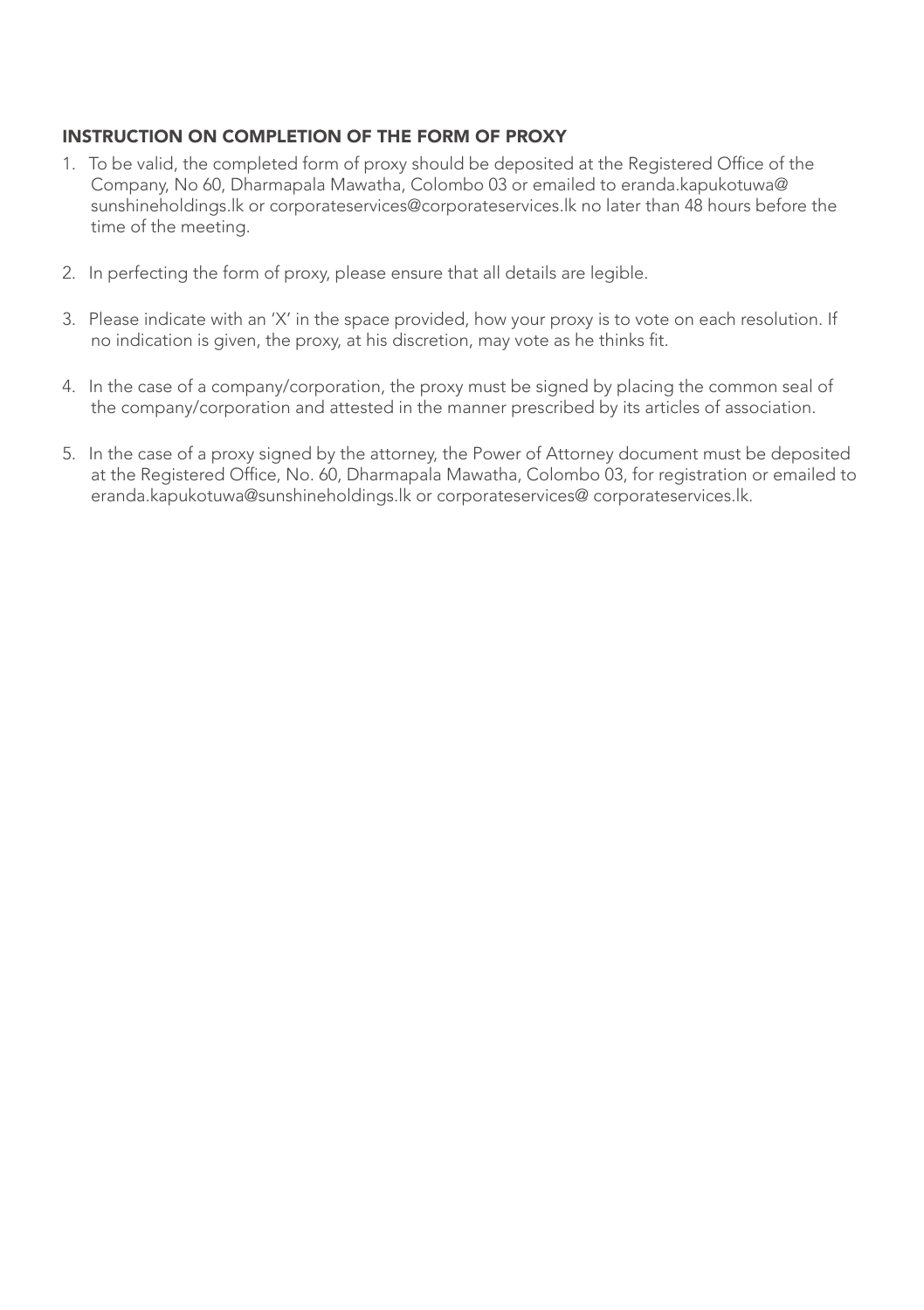## INSTRUCTION ON COMPLETION OF THE FORM OF PROXY

1. To be valid, the completed form of proxy should be deposited at the Registered Office of the Company, No 60, Dharmapala Mawatha, Colombo 03 or emailed to eranda.kapukotuwa@ sunshineholdings.lk or corporateservices@corporateservices.lk no later than 48 hours before the time of the meeting.

2. In perfecting the form of proxy, please ensure that all details are legible.

3. Please indicate with an 'X' in the space provided, how your proxy is to vote on each resolution. If no indication is given, the proxy, at his discretion, may vote as he thinks fit.

4. In the case of a company/corporation, the proxy must be signed by placing the common seal of the company/corporation and attested in the manner prescribed by its articles of association.

5. In the case of a proxy signed by the attorney, the Power of Attorney document must be deposited at the Registered Office, No. 60, Dharmapala Mawatha, Colombo 03, for registration or emailed to eranda.kapukotuwa@sunshineholdings.lk or corporateservices@ corporateservices.lk.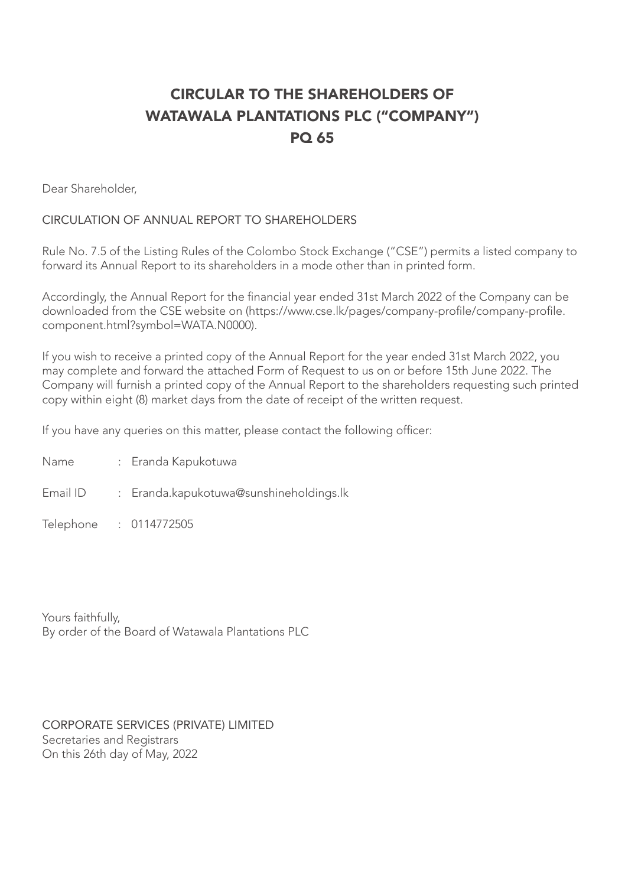# CIRCULAR TO THE SHAREHOLDERS OF WATAWALA PLANTATIONS PLC ("COMPANY") PQ 65

Dear Shareholder,

CIRCULATION OF ANNUAL REPORT TO SHAREHOLDERS

Rule No. 7.5 of the Listing Rules of the Colombo Stock Exchange ("CSE") permits a listed company to forward its Annual Report to its shareholders in a mode other than in printed form.

Accordingly, the Annual Report for the financial year ended 31st March 2022 of the Company can be downloaded from the CSE website on (https://www.cse.lk/pages/company-profile/company-profile.component.html?symbol=WATA.N0000).

If you wish to receive a printed copy of the Annual Report for the year ended 31st March 2022, you may complete and forward the attached Form of Request to us on or before 15th June 2022. The Company will furnish a printed copy of the Annual Report to the shareholders requesting such printed copy within eight (8) market days from the date of receipt of the written request.

If you have any queries on this matter, please contact the following officer:

Name : Eranda Kapukotuwa

Email ID : Eranda.kapukotuwa@sunshineholdings.lk

Telephone : 0114772505

Yours faithfully,
By order of the Board of Watawala Plantations PLC

CORPORATE SERVICES (PRIVATE) LIMITED
Secretaries and Registrars
On this 26th day of May, 2022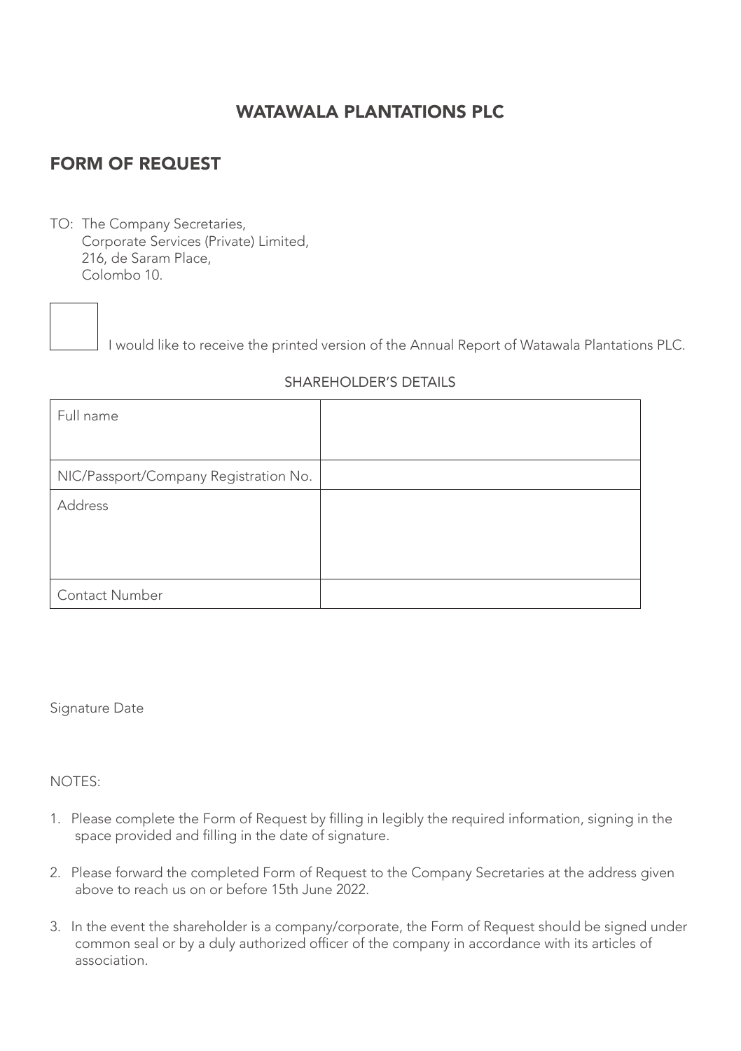# WATAWALA PLANTATIONS PLC

## FORM OF REQUEST

TO: The Company Secretaries,
Corporate Services (Private) Limited,
216, de Saram Place,
Colombo 10.

☐ I would like to receive the printed version of the Annual Report of Watawala Plantations PLC.

SHAREHOLDER'S DETAILS

| | |
|---|---|
| Full name | |
| NIC/Passport/Company Registration No. | |
| Address | |
| Contact Number | |

Signature Date

NOTES:

1. Please complete the Form of Request by filling in legibly the required information, signing in the space provided and filling in the date of signature.

2. Please forward the completed Form of Request to the Company Secretaries at the address given above to reach us on or before 15th June 2022.

3. In the event the shareholder is a company/corporate, the Form of Request should be signed under common seal or by a duly authorized officer of the company in accordance with its articles of association.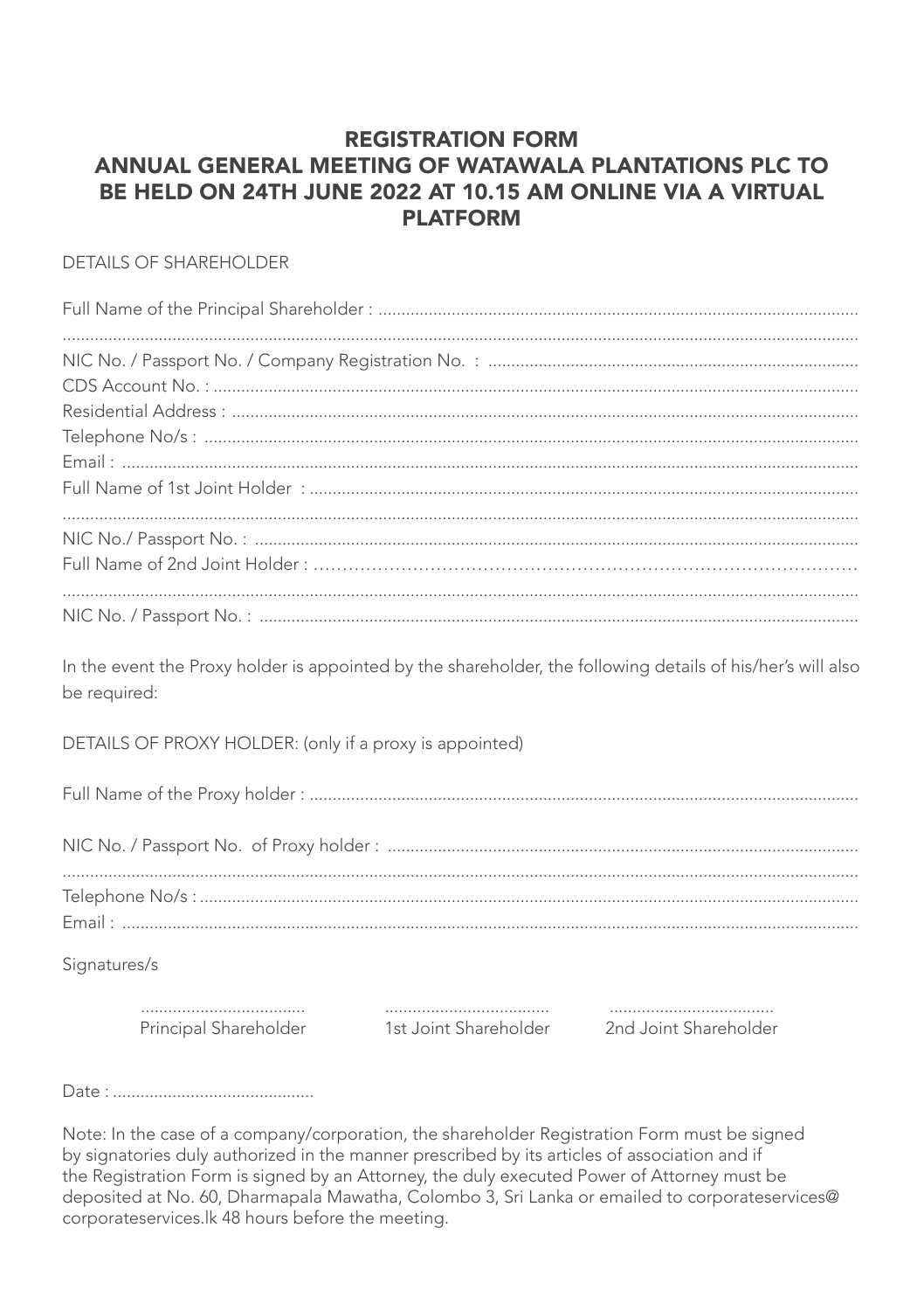# REGISTRATION FORM
# ANNUAL GENERAL MEETING OF WATAWALA PLANTATIONS PLC TO BE HELD ON 24TH JUNE 2022 AT 10.15 AM ONLINE VIA A VIRTUAL PLATFORM

DETAILS OF SHAREHOLDER

Full Name of the Principal Shareholder : ........................................................................................................

..........................................................................................................................................................................

NIC No. / Passport No. / Company Registration No. : ................................................................................

CDS Account No. : ..........................................................................................................................................

Residential Address : .......................................................................................................................................

Telephone No/s : .............................................................................................................................................

Email : ...............................................................................................................................................................

Full Name of 1st Joint Holder : ......................................................................................................................

..........................................................................................................................................................................

NIC No./ Passport No. : ..................................................................................................................................

Full Name of 2nd Joint Holder : ……………………………………………………………………………………

..........................................................................................................................................................................

NIC No. / Passport No. : .................................................................................................................................

In the event the Proxy holder is appointed by the shareholder, the following details of his/her's will also be required:

DETAILS OF PROXY HOLDER: (only if a proxy is appointed)

Full Name of the Proxy holder : ......................................................................................................................

NIC No. / Passport No. of Proxy holder : ......................................................................................................

..........................................................................................................................................................................

Telephone No/s : .............................................................................................................................................

Email : ...............................................................................................................................................................

Signatures/s

| | | |
|---|---|---|
| .................................... | .................................... | .................................... |
| Principal Shareholder | 1st Joint Shareholder | 2nd Joint Shareholder |

Date : ............................................

Note: In the case of a company/corporation, the shareholder Registration Form must be signed by signatories duly authorized in the manner prescribed by its articles of association and if the Registration Form is signed by an Attorney, the duly executed Power of Attorney must be deposited at No. 60, Dharmapala Mawatha, Colombo 3, Sri Lanka or emailed to corporateservices@corporateservices.lk 48 hours before the meeting.